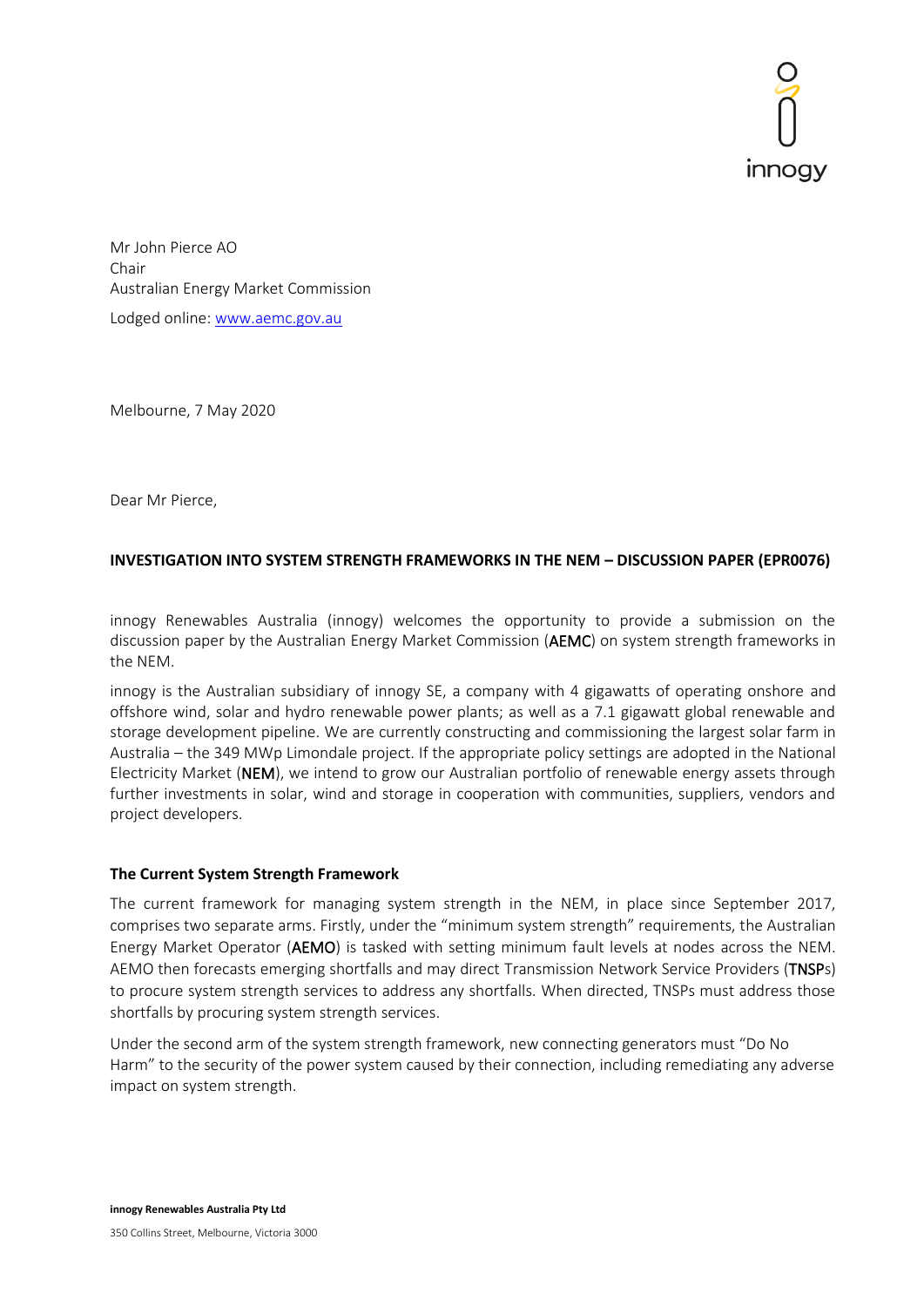innogy

Mr John Pierce AO
Chair
Australian Energy Market Commission

Lodged online: [www.aemc.gov.au](http://www.aemc.gov.au)

Melbourne, 7 May 2020

Dear Mr Pierce,

**INVESTIGATION INTO SYSTEM STRENGTH FRAMEWORKS IN THE NEM – DISCUSSION PAPER (EPR0076)**

innogy Renewables Australia (innogy) welcomes the opportunity to provide a submission on the discussion paper by the Australian Energy Market Commission (**AEMC**) on system strength frameworks in the NEM.

innogy is the Australian subsidiary of innogy SE, a company with 4 gigawatts of operating onshore and offshore wind, solar and hydro renewable power plants; as well as a 7.1 gigawatt global renewable and storage development pipeline. We are currently constructing and commissioning the largest solar farm in Australia – the 349 MWp Limondale project. If the appropriate policy settings are adopted in the National Electricity Market (**NEM**), we intend to grow our Australian portfolio of renewable energy assets through further investments in solar, wind and storage in cooperation with communities, suppliers, vendors and project developers.

## The Current System Strength Framework

The current framework for managing system strength in the NEM, in place since September 2017, comprises two separate arms. Firstly, under the "minimum system strength" requirements, the Australian Energy Market Operator (**AEMO**) is tasked with setting minimum fault levels at nodes across the NEM. AEMO then forecasts emerging shortfalls and may direct Transmission Network Service Providers (**TNSP**s) to procure system strength services to address any shortfalls. When directed, TNSPs must address those shortfalls by procuring system strength services.

Under the second arm of the system strength framework, new connecting generators must "Do No Harm" to the security of the power system caused by their connection, including remediating any adverse impact on system strength.

**innogy Renewables Australia Pty Ltd**

350 Collins Street, Melbourne, Victoria 3000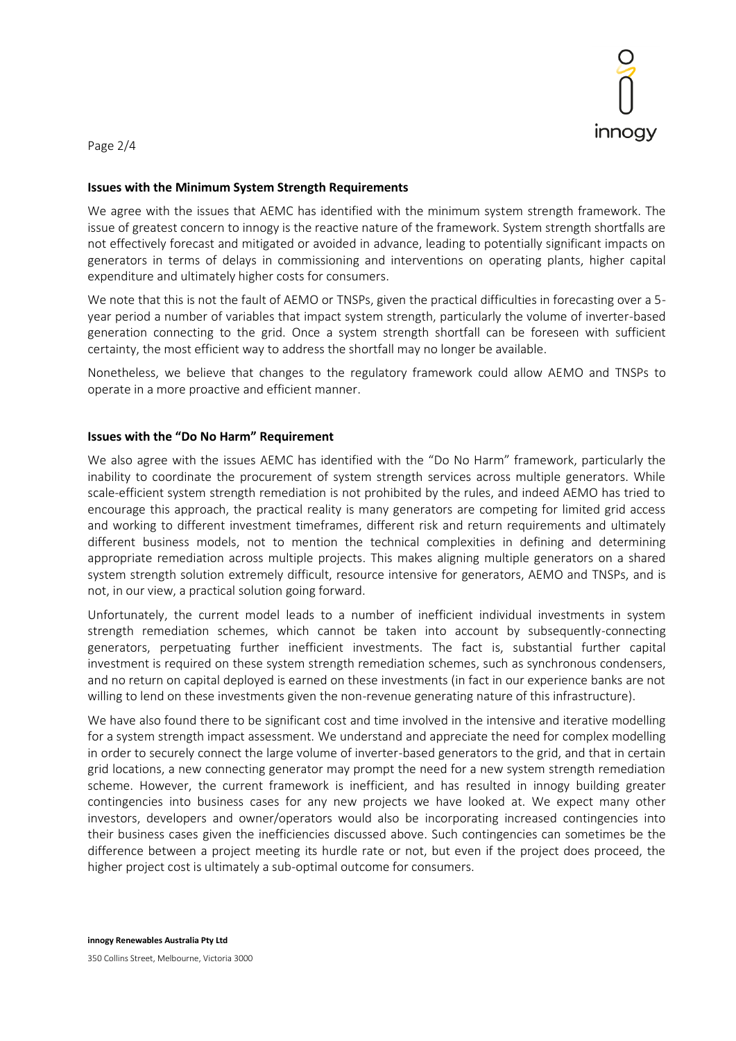## Issues with the Minimum System Strength Requirements

We agree with the issues that AEMC has identified with the minimum system strength framework. The issue of greatest concern to innogy is the reactive nature of the framework. System strength shortfalls are not effectively forecast and mitigated or avoided in advance, leading to potentially significant impacts on generators in terms of delays in commissioning and interventions on operating plants, higher capital expenditure and ultimately higher costs for consumers.

We note that this is not the fault of AEMO or TNSPs, given the practical difficulties in forecasting over a 5-year period a number of variables that impact system strength, particularly the volume of inverter-based generation connecting to the grid. Once a system strength shortfall can be foreseen with sufficient certainty, the most efficient way to address the shortfall may no longer be available.

Nonetheless, we believe that changes to the regulatory framework could allow AEMO and TNSPs to operate in a more proactive and efficient manner.

## Issues with the "Do No Harm" Requirement

We also agree with the issues AEMC has identified with the "Do No Harm" framework, particularly the inability to coordinate the procurement of system strength services across multiple generators. While scale-efficient system strength remediation is not prohibited by the rules, and indeed AEMO has tried to encourage this approach, the practical reality is many generators are competing for limited grid access and working to different investment timeframes, different risk and return requirements and ultimately different business models, not to mention the technical complexities in defining and determining appropriate remediation across multiple projects. This makes aligning multiple generators on a shared system strength solution extremely difficult, resource intensive for generators, AEMO and TNSPs, and is not, in our view, a practical solution going forward.

Unfortunately, the current model leads to a number of inefficient individual investments in system strength remediation schemes, which cannot be taken into account by subsequently-connecting generators, perpetuating further inefficient investments. The fact is, substantial further capital investment is required on these system strength remediation schemes, such as synchronous condensers, and no return on capital deployed is earned on these investments (in fact in our experience banks are not willing to lend on these investments given the non-revenue generating nature of this infrastructure).

We have also found there to be significant cost and time involved in the intensive and iterative modelling for a system strength impact assessment. We understand and appreciate the need for complex modelling in order to securely connect the large volume of inverter-based generators to the grid, and that in certain grid locations, a new connecting generator may prompt the need for a new system strength remediation scheme. However, the current framework is inefficient, and has resulted in innogy building greater contingencies into business cases for any new projects we have looked at. We expect many other investors, developers and owner/operators would also be incorporating increased contingencies into their business cases given the inefficiencies discussed above. Such contingencies can sometimes be the difference between a project meeting its hurdle rate or not, but even if the project does proceed, the higher project cost is ultimately a sub-optimal outcome for consumers.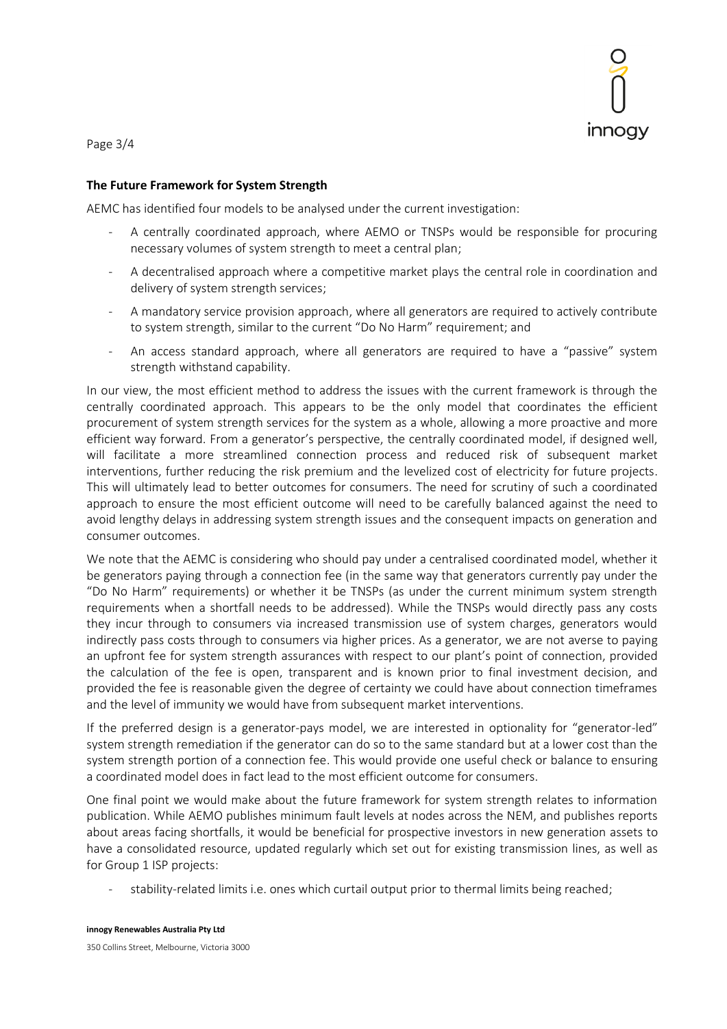## The Future Framework for System Strength

AEMC has identified four models to be analysed under the current investigation:

- A centrally coordinated approach, where AEMO or TNSPs would be responsible for procuring necessary volumes of system strength to meet a central plan;
- A decentralised approach where a competitive market plays the central role in coordination and delivery of system strength services;
- A mandatory service provision approach, where all generators are required to actively contribute to system strength, similar to the current "Do No Harm" requirement; and
- An access standard approach, where all generators are required to have a "passive" system strength withstand capability.

In our view, the most efficient method to address the issues with the current framework is through the centrally coordinated approach. This appears to be the only model that coordinates the efficient procurement of system strength services for the system as a whole, allowing a more proactive and more efficient way forward. From a generator's perspective, the centrally coordinated model, if designed well, will facilitate a more streamlined connection process and reduced risk of subsequent market interventions, further reducing the risk premium and the levelized cost of electricity for future projects. This will ultimately lead to better outcomes for consumers. The need for scrutiny of such a coordinated approach to ensure the most efficient outcome will need to be carefully balanced against the need to avoid lengthy delays in addressing system strength issues and the consequent impacts on generation and consumer outcomes.

We note that the AEMC is considering who should pay under a centralised coordinated model, whether it be generators paying through a connection fee (in the same way that generators currently pay under the "Do No Harm" requirements) or whether it be TNSPs (as under the current minimum system strength requirements when a shortfall needs to be addressed). While the TNSPs would directly pass any costs they incur through to consumers via increased transmission use of system charges, generators would indirectly pass costs through to consumers via higher prices. As a generator, we are not averse to paying an upfront fee for system strength assurances with respect to our plant's point of connection, provided the calculation of the fee is open, transparent and is known prior to final investment decision, and provided the fee is reasonable given the degree of certainty we could have about connection timeframes and the level of immunity we would have from subsequent market interventions.

If the preferred design is a generator-pays model, we are interested in optionality for "generator-led" system strength remediation if the generator can do so to the same standard but at a lower cost than the system strength portion of a connection fee. This would provide one useful check or balance to ensuring a coordinated model does in fact lead to the most efficient outcome for consumers.

One final point we would make about the future framework for system strength relates to information publication. While AEMO publishes minimum fault levels at nodes across the NEM, and publishes reports about areas facing shortfalls, it would be beneficial for prospective investors in new generation assets to have a consolidated resource, updated regularly which set out for existing transmission lines, as well as for Group 1 ISP projects:

- stability-related limits i.e. ones which curtail output prior to thermal limits being reached;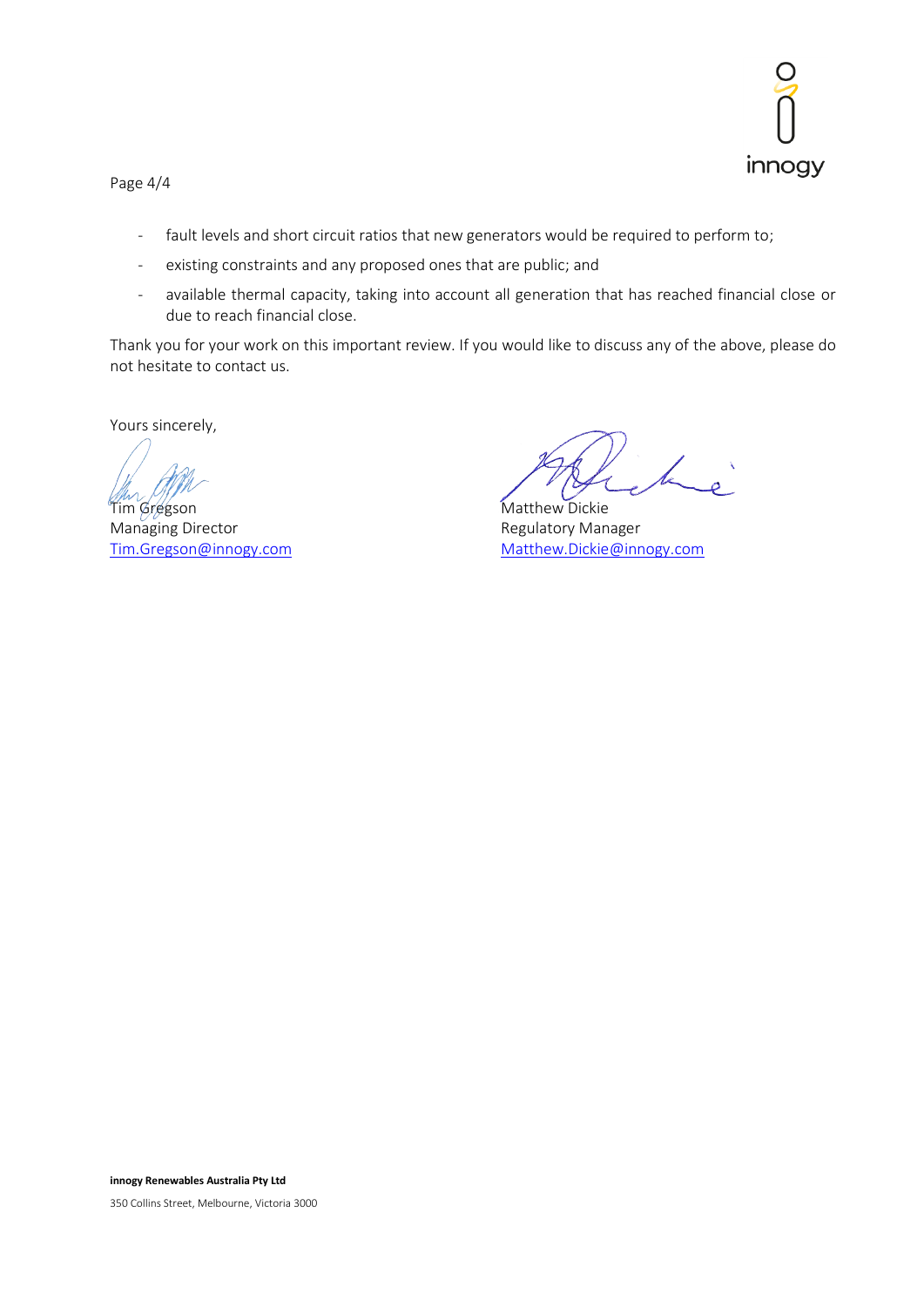- fault levels and short circuit ratios that new generators would be required to perform to;
- existing constraints and any proposed ones that are public; and
- available thermal capacity, taking into account all generation that has reached financial close or due to reach financial close.

Thank you for your work on this important review. If you would like to discuss any of the above, please do not hesitate to contact us.

Yours sincerely,

Tim Gregson
Managing Director
Tim.Gregson@innogy.com

Matthew Dickie
Regulatory Manager
Matthew.Dickie@innogy.com

**innogy Renewables Australia Pty Ltd**

350 Collins Street, Melbourne, Victoria 3000